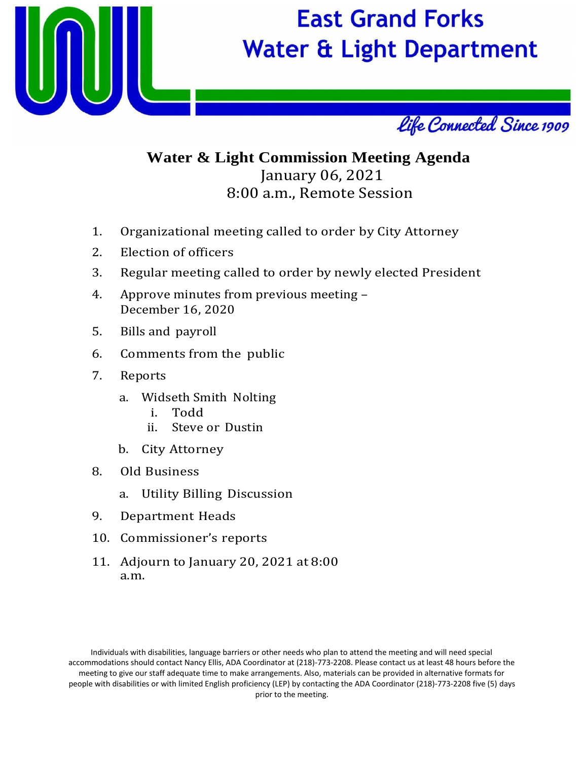# East Grand Forks Water & Light Department

*Life Connected Since 1909*

## Water & Light Commission Meeting Agenda

January 06, 2021
8:00 a.m., Remote Session

1. Organizational meeting called to order by City Attorney
2. Election of officers
3. Regular meeting called to order by newly elected President
4. Approve minutes from previous meeting – December 16, 2020
5. Bills and payroll
6. Comments from the public
7. Reports
    a. Widseth Smith Nolting
        i. Todd
        ii. Steve or Dustin
    b. City Attorney
8. Old Business
    a. Utility Billing Discussion
9. Department Heads
10. Commissioner's reports
11. Adjourn to January 20, 2021 at 8:00 a.m.

Individuals with disabilities, language barriers or other needs who plan to attend the meeting and will need special accommodations should contact Nancy Ellis, ADA Coordinator at (218)-773-2208. Please contact us at least 48 hours before the meeting to give our staff adequate time to make arrangements. Also, materials can be provided in alternative formats for people with disabilities or with limited English proficiency (LEP) by contacting the ADA Coordinator (218)-773-2208 five (5) days prior to the meeting.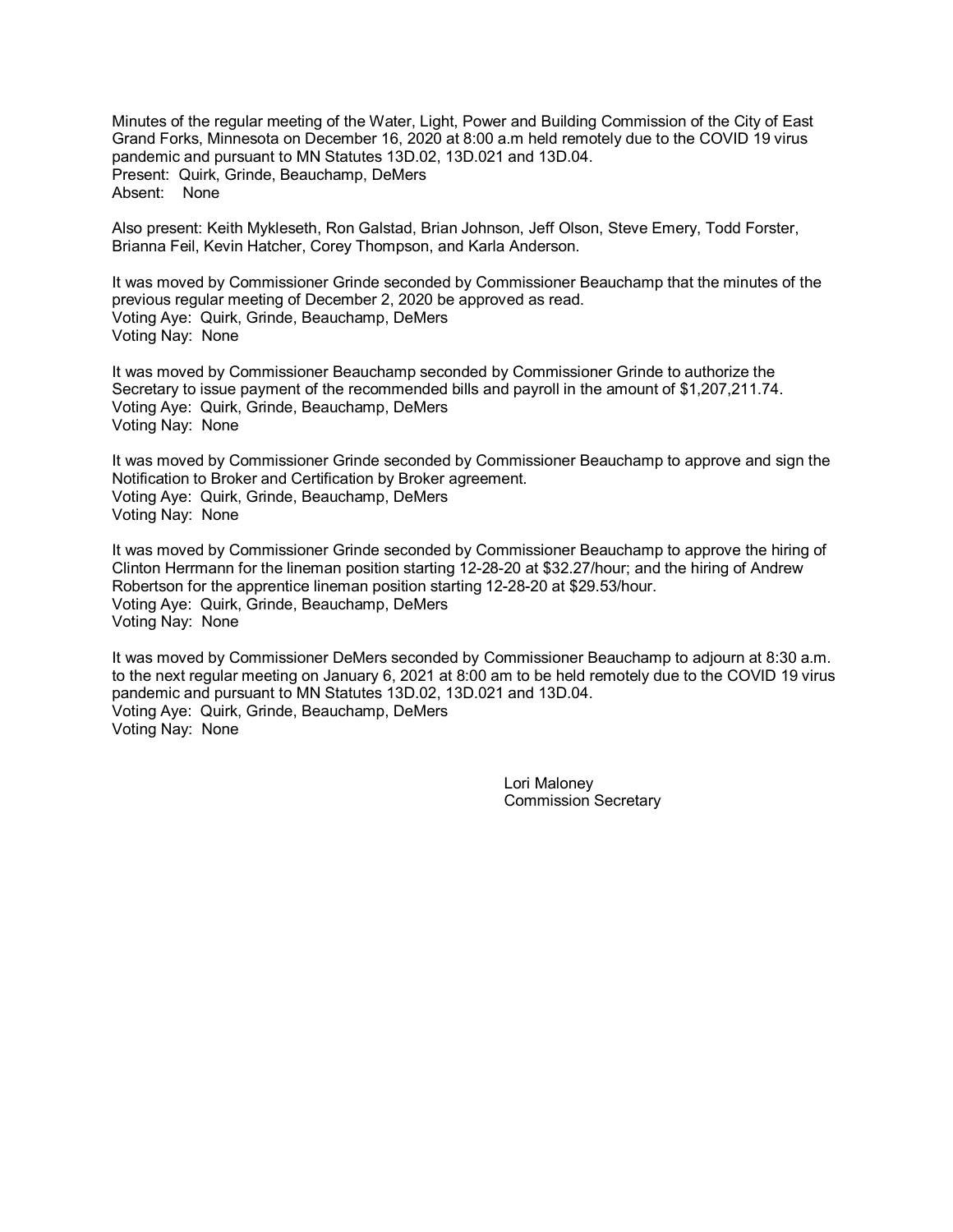Minutes of the regular meeting of the Water, Light, Power and Building Commission of the City of East Grand Forks, Minnesota on December 16, 2020 at 8:00 a.m held remotely due to the COVID 19 virus pandemic and pursuant to MN Statutes 13D.02, 13D.021 and 13D.04.
Present: Quirk, Grinde, Beauchamp, DeMers
Absent: None

Also present: Keith Mykleseth, Ron Galstad, Brian Johnson, Jeff Olson, Steve Emery, Todd Forster, Brianna Feil, Kevin Hatcher, Corey Thompson, and Karla Anderson.

It was moved by Commissioner Grinde seconded by Commissioner Beauchamp that the minutes of the previous regular meeting of December 2, 2020 be approved as read.
Voting Aye: Quirk, Grinde, Beauchamp, DeMers
Voting Nay: None

It was moved by Commissioner Beauchamp seconded by Commissioner Grinde to authorize the Secretary to issue payment of the recommended bills and payroll in the amount of $1,207,211.74.
Voting Aye: Quirk, Grinde, Beauchamp, DeMers
Voting Nay: None

It was moved by Commissioner Grinde seconded by Commissioner Beauchamp to approve and sign the Notification to Broker and Certification by Broker agreement.
Voting Aye: Quirk, Grinde, Beauchamp, DeMers
Voting Nay: None

It was moved by Commissioner Grinde seconded by Commissioner Beauchamp to approve the hiring of Clinton Herrmann for the lineman position starting 12-28-20 at $32.27/hour; and the hiring of Andrew Robertson for the apprentice lineman position starting 12-28-20 at $29.53/hour.
Voting Aye: Quirk, Grinde, Beauchamp, DeMers
Voting Nay: None

It was moved by Commissioner DeMers seconded by Commissioner Beauchamp to adjourn at 8:30 a.m. to the next regular meeting on January 6, 2021 at 8:00 am to be held remotely due to the COVID 19 virus pandemic and pursuant to MN Statutes 13D.02, 13D.021 and 13D.04.
Voting Aye: Quirk, Grinde, Beauchamp, DeMers
Voting Nay: None

Lori Maloney
Commission Secretary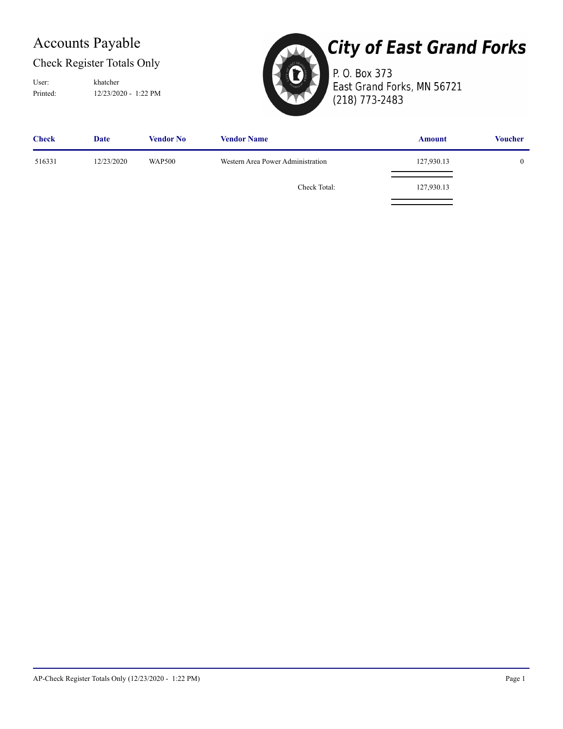# Accounts Payable

## Check Register Totals Only

User: khatcher
Printed: 12/23/2020 - 1:22 PM

**City of East Grand Forks**
P. O. Box 373
East Grand Forks, MN 56721
(218) 773-2483

| Check | Date | Vendor No | Vendor Name | Amount | Voucher |
|---|---|---|---|---|---|
| 516331 | 12/23/2020 | WAP500 | Western Area Power Administration | 127,930.13 | 0 |
| | | | Check Total: | 127,930.13 | |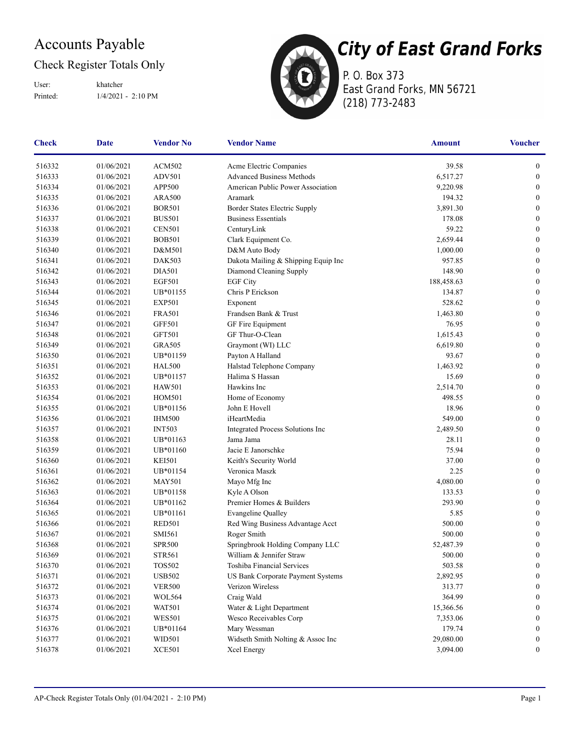# Accounts Payable

## Check Register Totals Only

User: khatcher

Printed: 1/4/2021 - 2:10 PM

**City of East Grand Forks**

P. O. Box 373
East Grand Forks, MN 56721
(218) 773-2483

| Check | Date | Vendor No | Vendor Name | Amount | Voucher |
|---|---|---|---|---|---|
| 516332 | 01/06/2021 | ACM502 | Acme Electric Companies | 39.58 | 0 |
| 516333 | 01/06/2021 | ADV501 | Advanced Business Methods | 6,517.27 | 0 |
| 516334 | 01/06/2021 | APP500 | American Public Power Association | 9,220.98 | 0 |
| 516335 | 01/06/2021 | ARA500 | Aramark | 194.32 | 0 |
| 516336 | 01/06/2021 | BOR501 | Border States Electric Supply | 3,891.30 | 0 |
| 516337 | 01/06/2021 | BUS501 | Business Essentials | 178.08 | 0 |
| 516338 | 01/06/2021 | CEN501 | CenturyLink | 59.22 | 0 |
| 516339 | 01/06/2021 | BOB501 | Clark Equipment Co. | 2,659.44 | 0 |
| 516340 | 01/06/2021 | D&M501 | D&M Auto Body | 1,000.00 | 0 |
| 516341 | 01/06/2021 | DAK503 | Dakota Mailing & Shipping Equip Inc | 957.85 | 0 |
| 516342 | 01/06/2021 | DIA501 | Diamond Cleaning Supply | 148.90 | 0 |
| 516343 | 01/06/2021 | EGF501 | EGF City | 188,458.63 | 0 |
| 516344 | 01/06/2021 | UB*01155 | Chris P Erickson | 134.87 | 0 |
| 516345 | 01/06/2021 | EXP501 | Exponent | 528.62 | 0 |
| 516346 | 01/06/2021 | FRA501 | Frandsen Bank & Trust | 1,463.80 | 0 |
| 516347 | 01/06/2021 | GFF501 | GF Fire Equipment | 76.95 | 0 |
| 516348 | 01/06/2021 | GFT501 | GF Thur-O-Clean | 1,615.43 | 0 |
| 516349 | 01/06/2021 | GRA505 | Graymont (WI) LLC | 6,619.80 | 0 |
| 516350 | 01/06/2021 | UB*01159 | Payton A Halland | 93.67 | 0 |
| 516351 | 01/06/2021 | HAL500 | Halstad Telephone Company | 1,463.92 | 0 |
| 516352 | 01/06/2021 | UB*01157 | Halima S Hassan | 15.69 | 0 |
| 516353 | 01/06/2021 | HAW501 | Hawkins Inc | 2,514.70 | 0 |
| 516354 | 01/06/2021 | HOM501 | Home of Economy | 498.55 | 0 |
| 516355 | 01/06/2021 | UB*01156 | John E Hovell | 18.96 | 0 |
| 516356 | 01/06/2021 | IHM500 | iHeartMedia | 549.00 | 0 |
| 516357 | 01/06/2021 | INT503 | Integrated Process Solutions Inc | 2,489.50 | 0 |
| 516358 | 01/06/2021 | UB*01163 | Jama Jama | 28.11 | 0 |
| 516359 | 01/06/2021 | UB*01160 | Jacie E Janorschke | 75.94 | 0 |
| 516360 | 01/06/2021 | KEI501 | Keith's Security World | 37.00 | 0 |
| 516361 | 01/06/2021 | UB*01154 | Veronica Maszk | 2.25 | 0 |
| 516362 | 01/06/2021 | MAY501 | Mayo Mfg Inc | 4,080.00 | 0 |
| 516363 | 01/06/2021 | UB*01158 | Kyle A Olson | 133.53 | 0 |
| 516364 | 01/06/2021 | UB*01162 | Premier Homes & Builders | 293.90 | 0 |
| 516365 | 01/06/2021 | UB*01161 | Evangeline Qualley | 5.85 | 0 |
| 516366 | 01/06/2021 | RED501 | Red Wing Business Advantage Acct | 500.00 | 0 |
| 516367 | 01/06/2021 | SMI561 | Roger Smith | 500.00 | 0 |
| 516368 | 01/06/2021 | SPR500 | Springbrook Holding Company LLC | 52,487.39 | 0 |
| 516369 | 01/06/2021 | STR561 | William & Jennifer Straw | 500.00 | 0 |
| 516370 | 01/06/2021 | TOS502 | Toshiba Financial Services | 503.58 | 0 |
| 516371 | 01/06/2021 | USB502 | US Bank Corporate Payment Systems | 2,892.95 | 0 |
| 516372 | 01/06/2021 | VER500 | Verizon Wireless | 313.77 | 0 |
| 516373 | 01/06/2021 | WOL564 | Craig Wald | 364.99 | 0 |
| 516374 | 01/06/2021 | WAT501 | Water & Light Department | 15,366.56 | 0 |
| 516375 | 01/06/2021 | WES501 | Wesco Receivables Corp | 7,353.06 | 0 |
| 516376 | 01/06/2021 | UB*01164 | Mary Wessman | 179.74 | 0 |
| 516377 | 01/06/2021 | WID501 | Widseth Smith Nolting & Assoc Inc | 29,080.00 | 0 |
| 516378 | 01/06/2021 | XCE501 | Xcel Energy | 3,094.00 | 0 |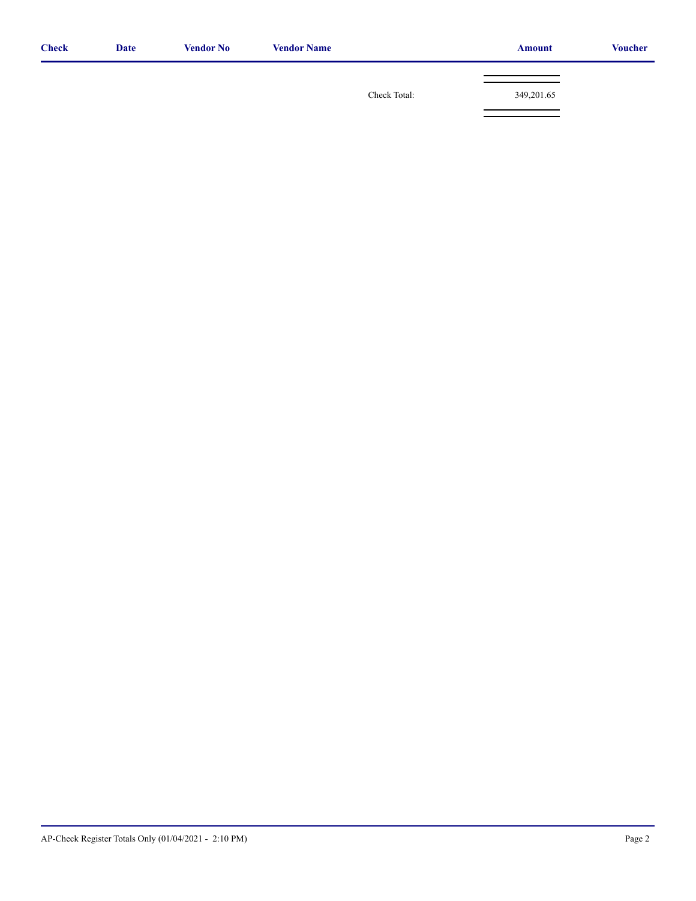| Check | Date | Vendor No | Vendor Name | | Amount | Voucher |
|---|---|---|---|---|---|---|
| | | | | Check Total: | 349,201.65 | |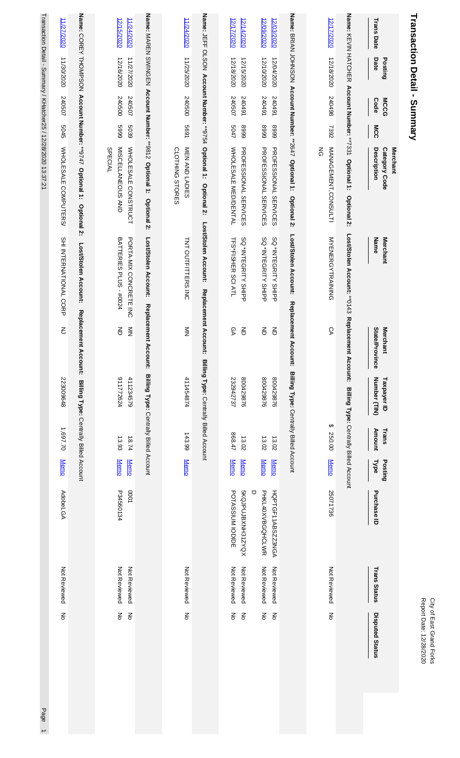# Transaction Detail - Summary

City of East Grand Forks
Report Date: 12/28/2020

| Trans Date | Posting Date | MCCG Code | MCC | Merchant Category Code Description | Merchant Name | Merchant State/Province | Taxpayer ID Number (TIN) | Trans Amount | Posting Type | Purchase ID | Trans Status | Disputed Status |
|---|---|---|---|---|---|---|---|---|---|---|---|---|
| **Name:** KEVIN HATCHER **Account Number:** **7331 **Optional 1:** **Optional 2:** **Lost/Stolen Account:** *0143 **Replacement Account:** **Billing Type:** Centrally Billed Account | | | | | | | | | | | | |
| 12/17/2020 | 12/18/2020 | 240498 | 7392 | MANAGEMENT CONSULTING | MYENERGYTRAINING | CA | | $ 250.00 | Memo | 2507736 | Not Reviewed | No |
| **Name:** BRIAN JOHNSON **Account Number:** **2647 **Optional 1:** **Optional 2:** **Lost/Stolen Account:** **Replacement Account:** **Billing Type:** Centrally Billed Account | | | | | | | | | | | | |
| 12/03/2020 | 12/04/2020 | 240491 | 8999 | PROFESSIONAL SERVICES | SQ *INTEGRITY SHIPP | ND | 800429876 | 13.02 | Memo | HQPTGF11ABSZZ3NGA | Not Reviewed | No |
| 12/09/2020 | 12/10/2020 | 240491 | 8999 | PROFESSIONAL SERVICES | SQ *INTEGRITY SHIPP | ND | 800429876 | 13.02 | Memo | PHKL40XVBGQHCLWRD | Not Reviewed | No |
| 12/14/2020 | 12/15/2020 | 240491 | 8999 | PROFESSIONAL SERVICES | SQ *INTEGRITY SHIPP | ND | 800429876 | 13.02 | Memo | 5KQPUJBXNH3IZYQX | Not Reviewed | No |
| 12/17/2020 | 12/18/2020 | 240507 | 5047 | WHOLESALE MED/DENTAL | TFS*FISHER SCI ATL | GA | 232942737 | 868.47 | Memo | POTASSIUM IODIDE | Not Reviewed | No |
| **Name:** JEFF OLSON **Account Number:** **9754 **Optional 1:** **Optional 2:** **Lost/Stolen Account:** **Replacement Account:** **Billing Type:** Centrally Billed Account | | | | | | | | | | | | |
| 11/24/2020 | 11/25/2020 | 240500 | 5691 | MEN AND LADIES CLOTHING STORES | TNT OUTFITTERS INC | MN | 411454874 | 143.99 | Memo | | Not Reviewed | No |
| **Name:** MAREN SWINGEN **Account Number:** **9812 **Optional 1:** **Optional 2:** **Lost/Stolen Account:** **Replacement Account:** **Billing Type:** Centrally Billed Account | | | | | | | | | | | | |
| 11/24/2020 | 11/27/2020 | 240507 | 5039 | WHOLESALE CONSTRUCT | PORTA-MIX CONCRETE INC | MN | 411234579 | 18.74 | Memo | 0001 | Not Reviewed | No |
| 12/15/2020 | 12/16/2020 | 240500 | 5999 | MISCELLANEOUS AND SPECIAL | BATTERIES PLUS - #0024 | ND | 911772624 | 13.93 | Memo | P34560134 | Not Reviewed | No |
| **Name:** COREY THOMPSON **Account Number:** **9747 **Optional 1:** **Optional 2:** **Lost/Stolen Account:** **Replacement Account:** **Billing Type:** Centrally Billed Account | | | | | | | | | | | | |
| 11/27/2020 | 11/30/2020 | 240507 | 5045 | WHOLESALE COMPUTERS/ | SHI INTERNATIONAL CORP | NJ | 223009648 | 1,697.70 | Memo | AdobeLGA | Not Reviewed | No |

Transaction Detail - Summary / KHatcher25 / 12/28/2020 13:37:21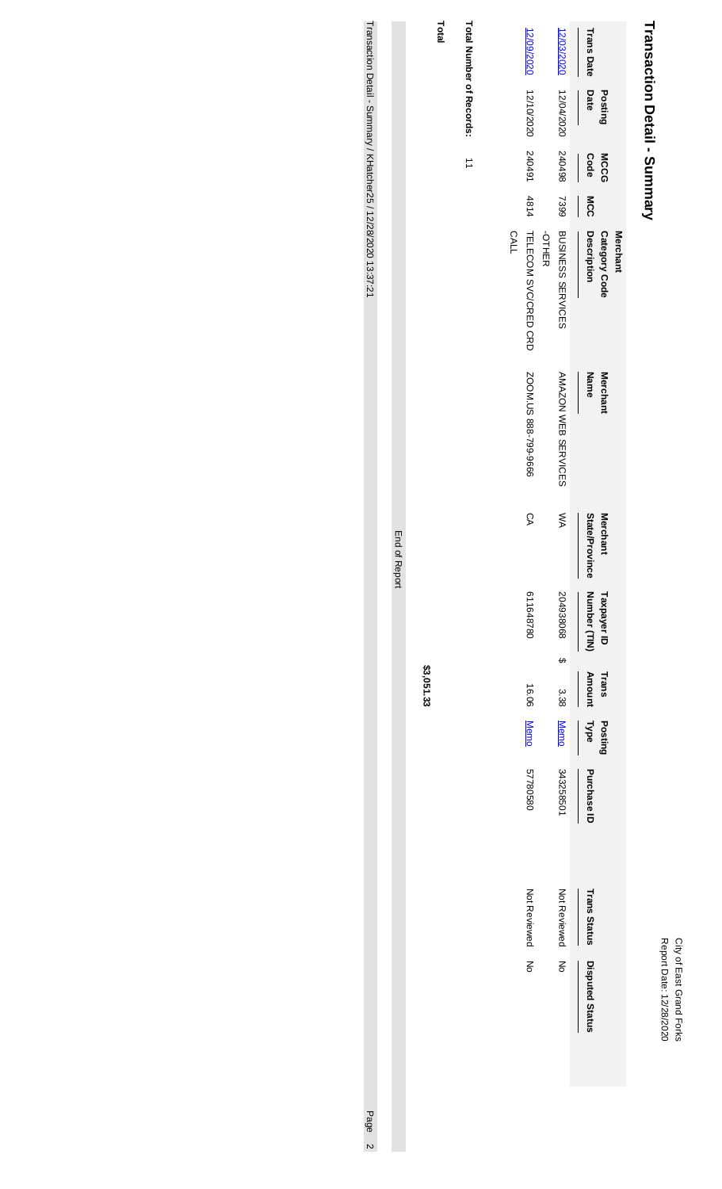City of East Grand Forks
Report Date: 12/28/2020

# Transaction Detail - Summary

| Trans Date | Posting Date | MCCG Code | MCC | Merchant Category Code Description | Merchant Name | Merchant State/Province | Taxpayer ID Number (TIN) | Trans Amount | Posting Type | Purchase ID | Trans Status | Disputed Status |
|---|---|---|---|---|---|---|---|---|---|---|---|---|
| 12/03/2020 | 12/04/2020 | 240498 | 7399 | BUSINESS SERVICES -OTHER | AMAZON WEB SERVICES | WA | 204938068 | $ 3.38 | Memo | 343258501 | Not Reviewed | No |
| 12/09/2020 | 12/10/2020 | 240491 | 4814 | TELECOM SVC/CRED CRD CALL | ZOOM.US 888-799-9666 | CA | 611648780 | 16.06 | Memo | 57780580 | Not Reviewed | No |

**Total Number of Records:** 11

**Total** **$3,051.33**

End of Report

Transaction Detail - Summary / KHatcher25 / 12/28/2020 13:37:21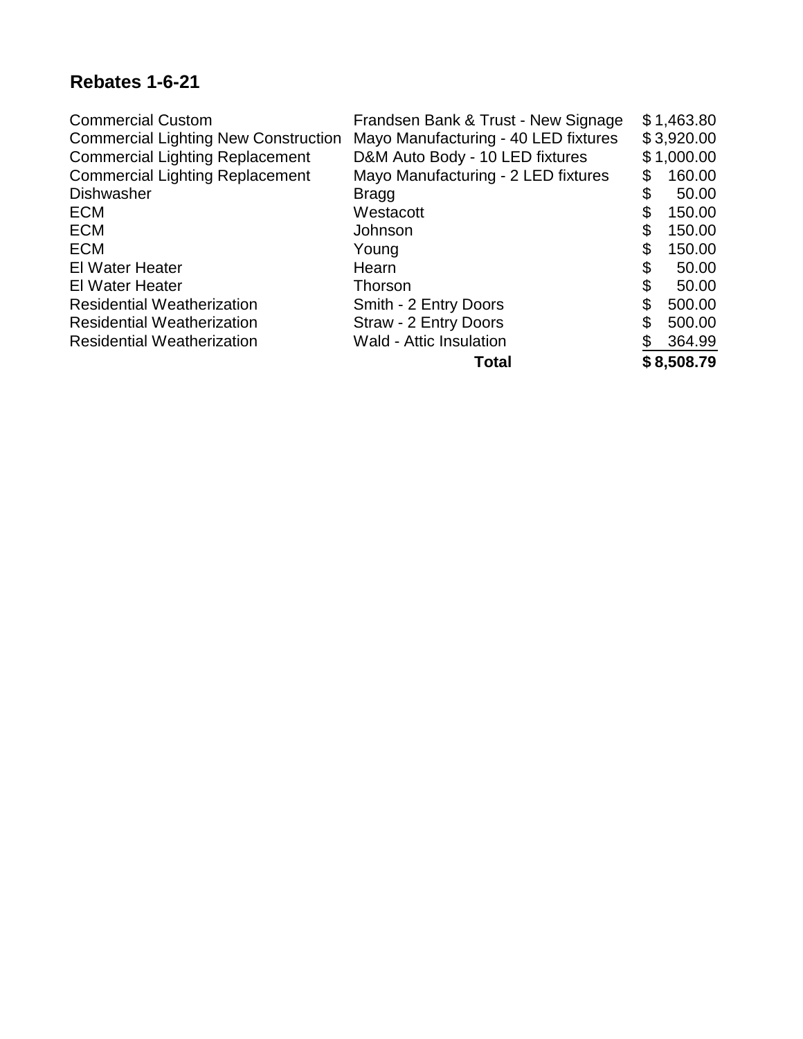## Rebates 1-6-21

| | | |
|---|---|---|
| Commercial Custom | Frandsen Bank & Trust - New Signage | $ 1,463.80 |
| Commercial Lighting New Construction | Mayo Manufacturing - 40 LED fixtures | $ 3,920.00 |
| Commercial Lighting Replacement | D&M Auto Body - 10 LED fixtures | $ 1,000.00 |
| Commercial Lighting Replacement | Mayo Manufacturing - 2 LED fixtures | $ 160.00 |
| Dishwasher | Bragg | $ 50.00 |
| ECM | Westacott | $ 150.00 |
| ECM | Johnson | $ 150.00 |
| ECM | Young | $ 150.00 |
| El Water Heater | Hearn | $ 50.00 |
| El Water Heater | Thorson | $ 50.00 |
| Residential Weatherization | Smith - 2 Entry Doors | $ 500.00 |
| Residential Weatherization | Straw - 2 Entry Doors | $ 500.00 |
| Residential Weatherization | Wald - Attic Insulation | $ 364.99 |
| | **Total** | **$ 8,508.79** |